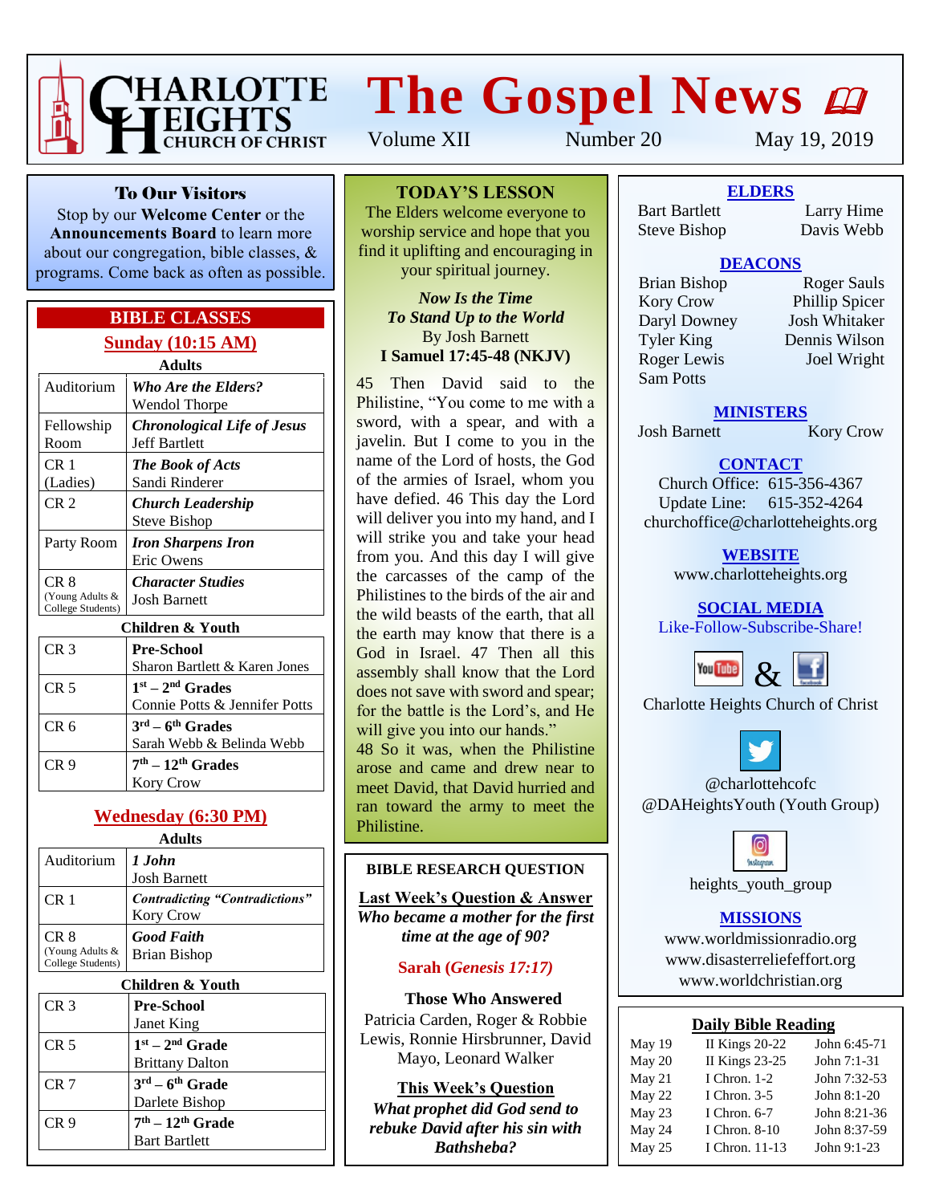# Charlotte Heights Church of Christ

# The Gospel News

Volume XII Number 20 May 19, 2019

## To Our Visitors

Stop by our **Welcome Center** or the **Announcements Board** to learn more about our congregation, bible classes, & programs. Come back as often as possible.

## BIBLE CLASSES

### Sunday (10:15 AM)

**Adults**

| Room | Class |
|---|---|
| Auditorium | ***Who Are the Elders?*** Wendol Thorpe |
| Fellowship Room | ***Chronological Life of Jesus*** Jeff Bartlett |
| CR 1 (Ladies) | ***The Book of Acts*** Sandi Rinderer |
| CR 2 | ***Church Leadership*** Steve Bishop |
| Party Room | ***Iron Sharpens Iron*** Eric Owens |
| CR 8 (Young Adults & College Students) | ***Character Studies*** Josh Barnett |

**Children & Youth**

| Room | Class |
|---|---|
| CR 3 | **Pre-School** Sharon Bartlett & Karen Jones |
| CR 5 | **1st – 2nd Grades** Connie Potts & Jennifer Potts |
| CR 6 | **3rd – 6th Grades** Sarah Webb & Belinda Webb |
| CR 9 | **7th – 12th Grades** Kory Crow |

### Wednesday (6:30 PM)

**Adults**

| Room | Class |
|---|---|
| Auditorium | ***1 John*** Josh Barnett |
| CR 1 | ***Contradicting "Contradictions"*** Kory Crow |
| CR 8 (Young Adults & College Students) | ***Good Faith*** Brian Bishop |

**Children & Youth**

| Room | Class |
|---|---|
| CR 3 | **Pre-School** Janet King |
| CR 5 | **1st – 2nd Grade** Brittany Dalton |
| CR 7 | **3rd – 6th Grade** Darlete Bishop |
| CR 9 | **7th – 12th Grade** Bart Bartlett |

## TODAY'S LESSON

The Elders welcome everyone to worship service and hope that you find it uplifting and encouraging in your spiritual journey.

***Now Is the Time***
***To Stand Up to the World***
By Josh Barnett
**I Samuel 17:45-48 (NKJV)**

45 Then David said to the Philistine, "You come to me with a sword, with a spear, and with a javelin. But I come to you in the name of the Lord of hosts, the God of the armies of Israel, whom you have defied. 46 This day the Lord will deliver you into my hand, and I will strike you and take your head from you. And this day I will give the carcasses of the camp of the Philistines to the birds of the air and the wild beasts of the earth, that all the earth may know that there is a God in Israel. 47 Then all this assembly shall know that the Lord does not save with sword and spear; for the battle is the Lord's, and He will give you into our hands."
48 So it was, when the Philistine arose and came and drew near to meet David, that David hurried and ran toward the army to meet the Philistine.

## BIBLE RESEARCH QUESTION

**Last Week's Question & Answer**

***Who became a mother for the first time at the age of 90?***

**Sarah (*Genesis 17:17*)**

**Those Who Answered**

Patricia Carden, Roger & Robbie Lewis, Ronnie Hirsbrunner, David Mayo, Leonard Walker

**This Week's Question**

***What prophet did God send to rebuke David after his sin with Bathsheba?***

## ELDERS

Bart Bartlett, Larry Hime, Steve Bishop, Davis Webb

## DEACONS

Brian Bishop, Roger Sauls, Kory Crow, Phillip Spicer, Daryl Downey, Josh Whitaker, Tyler King, Dennis Wilson, Roger Lewis, Joel Wright, Sam Potts

## MINISTERS

Josh Barnett, Kory Crow

## CONTACT

Church Office: 615-356-4367
Update Line: 615-352-4264
churchoffice@charlotteheights.org

## WEBSITE

www.charlotteheights.org

## SOCIAL MEDIA

Like-Follow-Subscribe-Share!

YouTube & Facebook
Charlotte Heights Church of Christ

Twitter
@charlottehcofc
@DAHeightsYouth (Youth Group)

Instagram
heights_youth_group

## MISSIONS

www.worldmissionradio.org
www.disasterreliefeffort.org
www.worldchristian.org

## Daily Bible Reading

| Date | Old Testament | New Testament |
|---|---|---|
| May 19 | II Kings 20-22 | John 6:45-71 |
| May 20 | II Kings 23-25 | John 7:1-31 |
| May 21 | I Chron. 1-2 | John 7:32-53 |
| May 22 | I Chron. 3-5 | John 8:1-20 |
| May 23 | I Chron. 6-7 | John 8:21-36 |
| May 24 | I Chron. 8-10 | John 8:37-59 |
| May 25 | I Chron. 11-13 | John 9:1-23 |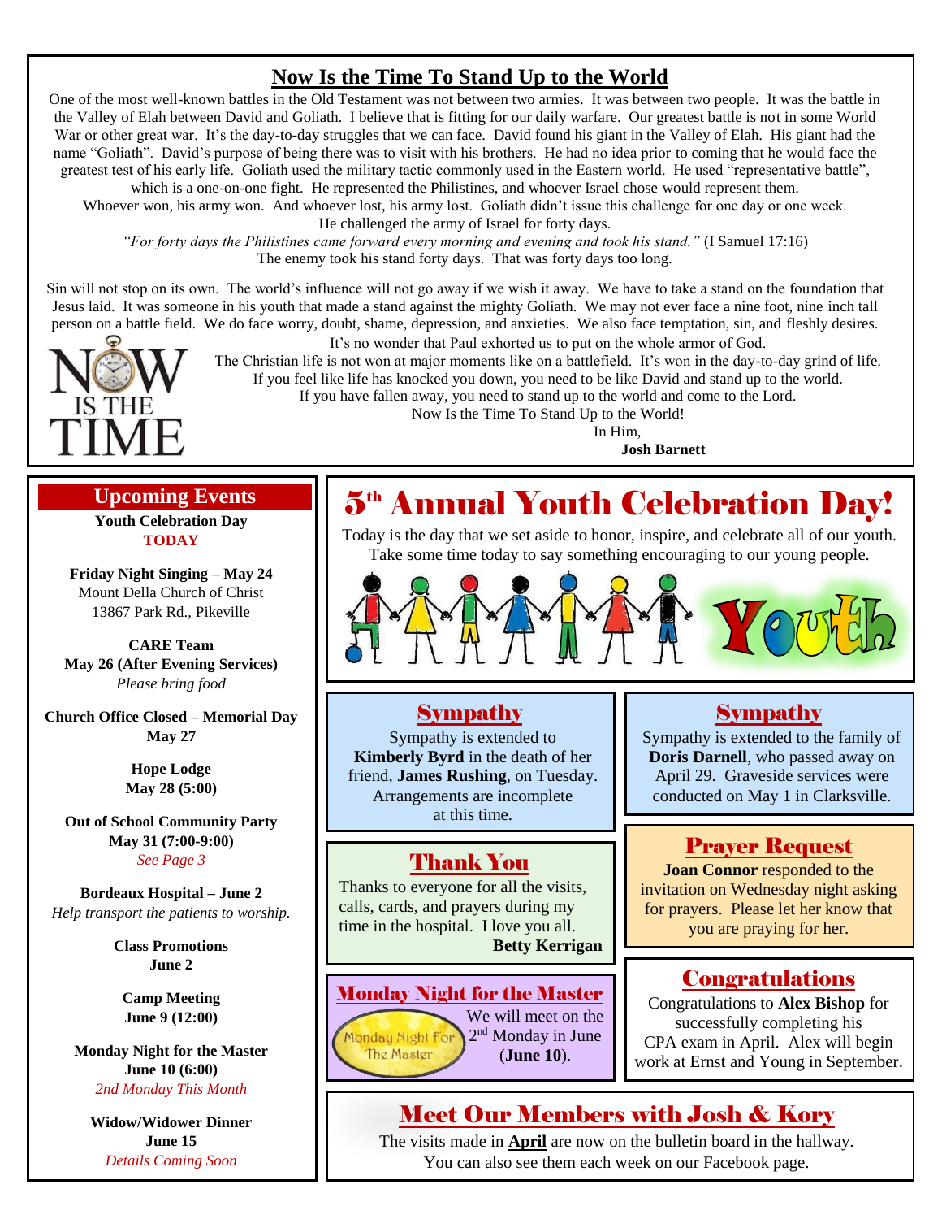# Now Is the Time To Stand Up to the World

One of the most well-known battles in the Old Testament was not between two armies. It was between two people. It was the battle in the Valley of Elah between David and Goliath. I believe that is fitting for our daily warfare. Our greatest battle is not in some World War or other great war. It's the day-to-day struggles that we can face. David found his giant in the Valley of Elah. His giant had the name "Goliath". David's purpose of being there was to visit with his brothers. He had no idea prior to coming that he would face the greatest test of his early life. Goliath used the military tactic commonly used in the Eastern world. He used "representative battle", which is a one-on-one fight. He represented the Philistines, and whoever Israel chose would represent them. Whoever won, his army won. And whoever lost, his army lost. Goliath didn't issue this challenge for one day or one week. He challenged the army of Israel for forty days.

*"For forty days the Philistines came forward every morning and evening and took his stand."* (I Samuel 17:16)

The enemy took his stand forty days. That was forty days too long.

Sin will not stop on its own. The world's influence will not go away if we wish it away. We have to take a stand on the foundation that Jesus laid. It was someone in his youth that made a stand against the mighty Goliath. We may not ever face a nine foot, nine inch tall person on a battle field. We do face worry, doubt, shame, depression, and anxieties. We also face temptation, sin, and fleshly desires.

It's no wonder that Paul exhorted us to put on the whole armor of God.

The Christian life is not won at major moments like on a battlefield. It's won in the day-to-day grind of life.

If you feel like life has knocked you down, you need to be like David and stand up to the world.

If you have fallen away, you need to stand up to the world and come to the Lord.

Now Is the Time To Stand Up to the World!

In Him,

**Josh Barnett**

## Upcoming Events

**Youth Celebration Day**
**TODAY**

**Friday Night Singing – May 24**
Mount Della Church of Christ
13867 Park Rd., Pikeville

**CARE Team**
**May 26 (After Evening Services)**
*Please bring food*

**Church Office Closed – Memorial Day**
**May 27**

**Hope Lodge**
**May 28 (5:00)**

**Out of School Community Party**
**May 31 (7:00-9:00)**
*See Page 3*

**Bordeaux Hospital – June 2**
*Help transport the patients to worship.*

**Class Promotions**
**June 2**

**Camp Meeting**
**June 9 (12:00)**

**Monday Night for the Master**
**June 10 (6:00)**
*2nd Monday This Month*

**Widow/Widower Dinner**
**June 15**
*Details Coming Soon*

## 5th Annual Youth Celebration Day!

Today is the day that we set aside to honor, inspire, and celebrate all of our youth. Take some time today to say something encouraging to our young people.

## Sympathy

Sympathy is extended to **Kimberly Byrd** in the death of her friend, **James Rushing**, on Tuesday. Arrangements are incomplete at this time.

## Sympathy

Sympathy is extended to the family of **Doris Darnell**, who passed away on April 29. Graveside services were conducted on May 1 in Clarksville.

## Thank You

Thanks to everyone for all the visits, calls, cards, and prayers during my time in the hospital. I love you all.

**Betty Kerrigan**

## Prayer Request

**Joan Connor** responded to the invitation on Wednesday night asking for prayers. Please let her know that you are praying for her.

## Monday Night for the Master

We will meet on the 2nd Monday in June (**June 10**).

## Congratulations

Congratulations to **Alex Bishop** for successfully completing his CPA exam in April. Alex will begin work at Ernst and Young in September.

## Meet Our Members with Josh & Kory

The visits made in **April** are now on the bulletin board in the hallway. You can also see them each week on our Facebook page.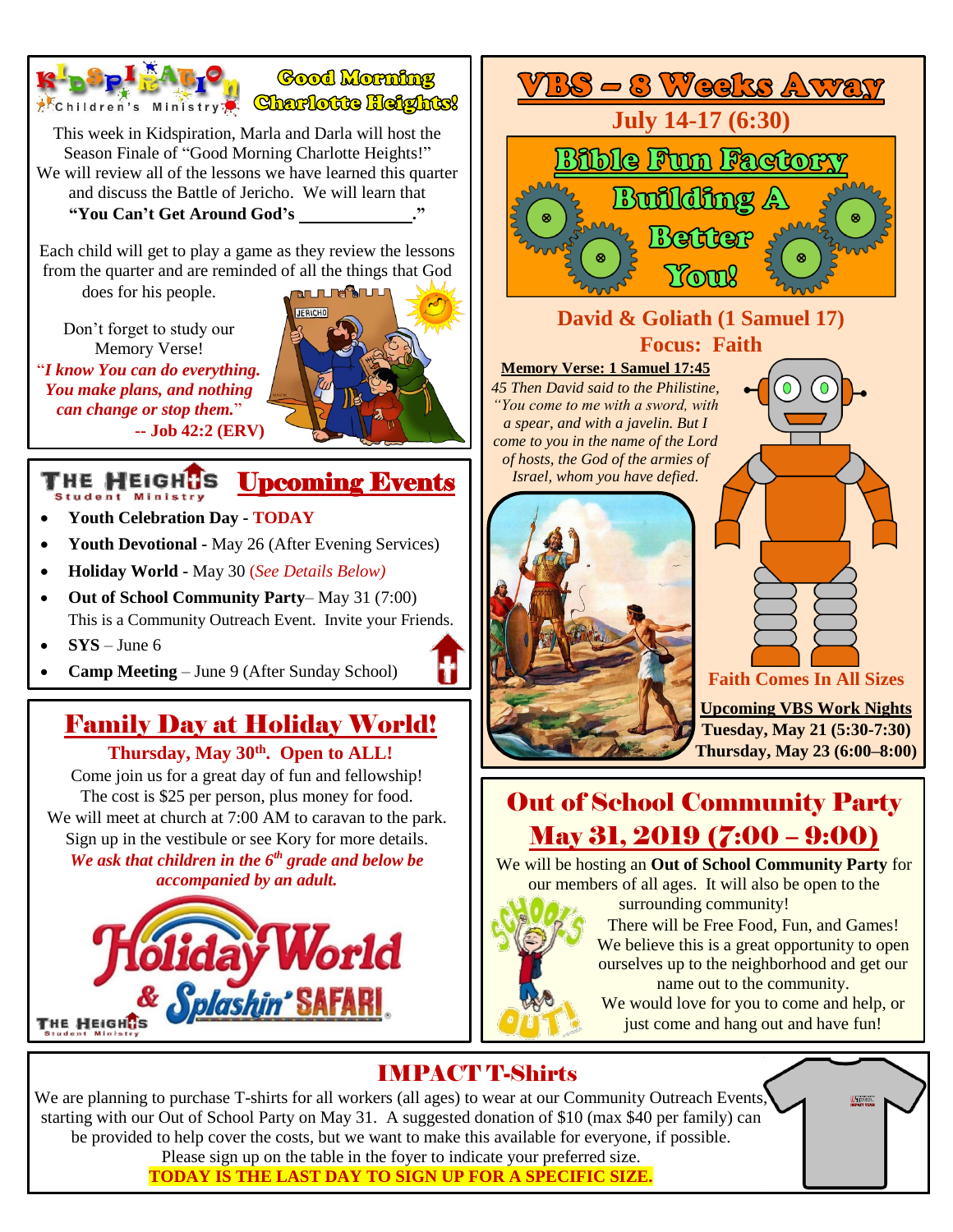## Kidspiration Children's Ministry — Good Morning Charlotte Heights!

This week in Kidspiration, Marla and Darla will host the Season Finale of "Good Morning Charlotte Heights!" We will review all of the lessons we have learned this quarter and discuss the Battle of Jericho. We will learn that **"You Can't Get Around God's ____________."**

Each child will get to play a game as they review the lessons from the quarter and are reminded of all the things that God does for his people.

Don't forget to study our Memory Verse!

"***I know You can do everything. You make plans, and nothing can change or stop them.***"

**-- Job 42:2 (ERV)**

## The Heights Student Ministry — Upcoming Events

- **Youth Celebration Day - TODAY**
- **Youth Devotional** - May 26 (After Evening Services)
- **Holiday World** - May 30 *(See Details Below)*
- **Out of School Community Party**– May 31 (7:00)
  This is a Community Outreach Event. Invite your Friends.
- **SYS** – June 6
- **Camp Meeting** – June 9 (After Sunday School)

## Family Day at Holiday World!

**Thursday, May 30th. Open to ALL!**

Come join us for a great day of fun and fellowship!
The cost is $25 per person, plus money for food.
We will meet at church at 7:00 AM to caravan to the park.
Sign up in the vestibule or see Kory for more details.

***We ask that children in the 6th grade and below be accompanied by an adult.***

Holiday World & Splashin' Safari

## VBS – 8 Weeks Away

**July 14-17 (6:30)**

### Bible Fun Factory — Building A Better You!

**David & Goliath (1 Samuel 17)**

**Focus: Faith**

**Memory Verse: 1 Samuel 17:45**

*45 Then David said to the Philistine, "You come to me with a sword, with a spear, and with a javelin. But I come to you in the name of the Lord of hosts, the God of the armies of Israel, whom you have defied.*

**Faith Comes In All Sizes**

**Upcoming VBS Work Nights**
**Tuesday, May 21 (5:30-7:30)**
**Thursday, May 23 (6:00–8:00)**

## Out of School Community Party
## May 31, 2019 (7:00 – 9:00)

We will be hosting an **Out of School Community Party** for our members of all ages. It will also be open to the surrounding community!

There will be Free Food, Fun, and Games! We believe this is a great opportunity to open ourselves up to the neighborhood and get our name out to the community.

We would love for you to come and help, or just come and hang out and have fun!

## IMPACT T-Shirts

We are planning to purchase T-shirts for all workers (all ages) to wear at our Community Outreach Events, starting with our Out of School Party on May 31. A suggested donation of $10 (max $40 per family) can be provided to help cover the costs, but we want to make this available for everyone, if possible.

Please sign up on the table in the foyer to indicate your preferred size.

**TODAY IS THE LAST DAY TO SIGN UP FOR A SPECIFIC SIZE.**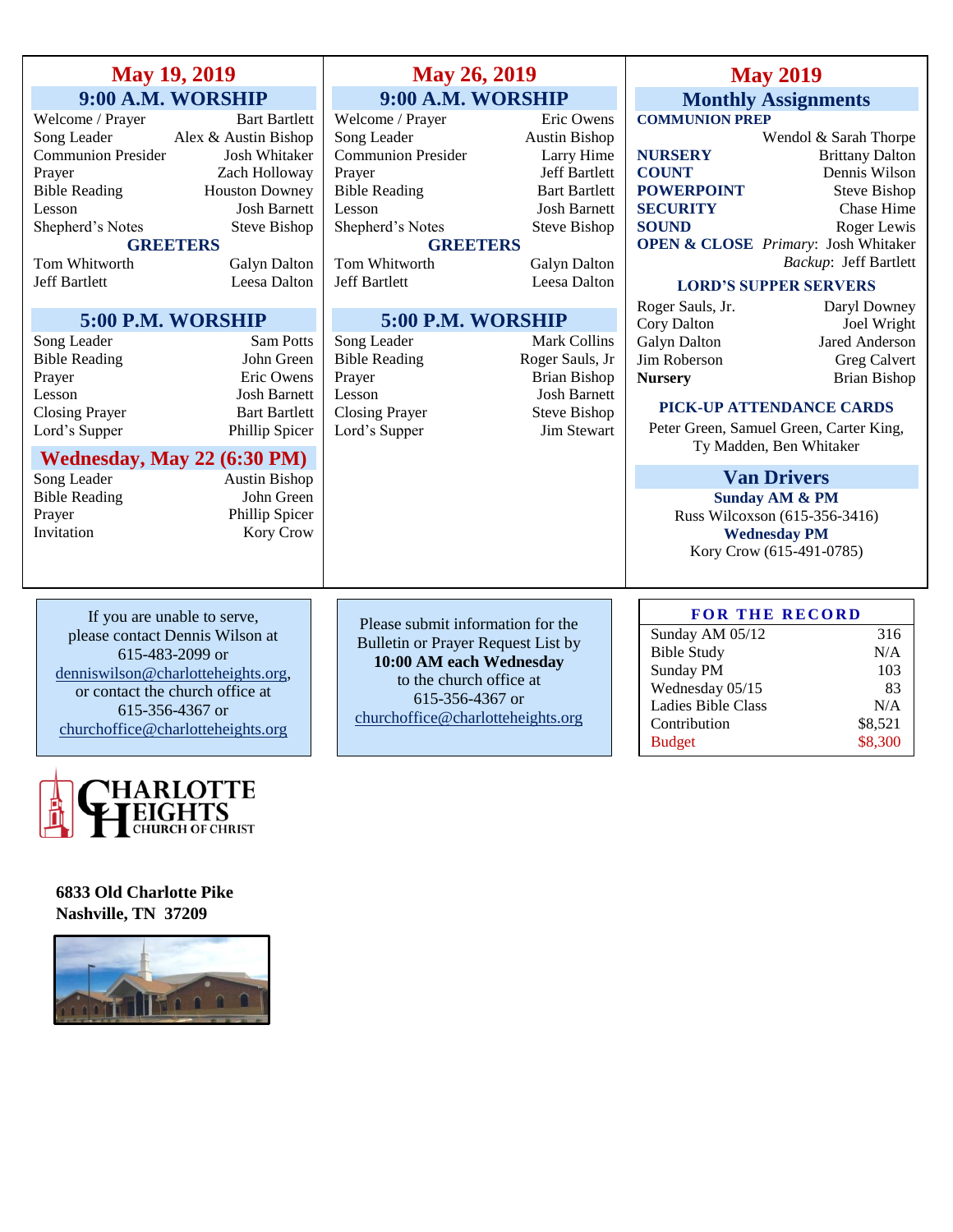## May 19, 2019

### 9:00 A.M. WORSHIP

| | |
|---|---|
| Welcome / Prayer | Bart Bartlett |
| Song Leader | Alex & Austin Bishop |
| Communion Presider | Josh Whitaker |
| Prayer | Zach Holloway |
| Bible Reading | Houston Downey |
| Lesson | Josh Barnett |
| Shepherd's Notes | Steve Bishop |

**GREETERS**

| | |
|---|---|
| Tom Whitworth | Galyn Dalton |
| Jeff Bartlett | Leesa Dalton |

### 5:00 P.M. WORSHIP

| | |
|---|---|
| Song Leader | Sam Potts |
| Bible Reading | John Green |
| Prayer | Eric Owens |
| Lesson | Josh Barnett |
| Closing Prayer | Bart Bartlett |
| Lord's Supper | Phillip Spicer |

### Wednesday, May 22 (6:30 PM)

| | |
|---|---|
| Song Leader | Austin Bishop |
| Bible Reading | John Green |
| Prayer | Phillip Spicer |
| Invitation | Kory Crow |

## May 26, 2019

### 9:00 A.M. WORSHIP

| | |
|---|---|
| Welcome / Prayer | Eric Owens |
| Song Leader | Austin Bishop |
| Communion Presider | Larry Hime |
| Prayer | Jeff Bartlett |
| Bible Reading | Bart Bartlett |
| Lesson | Josh Barnett |
| Shepherd's Notes | Steve Bishop |

**GREETERS**

| | |
|---|---|
| Tom Whitworth | Galyn Dalton |
| Jeff Bartlett | Leesa Dalton |

### 5:00 P.M. WORSHIP

| | |
|---|---|
| Song Leader | Mark Collins |
| Bible Reading | Roger Sauls, Jr |
| Prayer | Brian Bishop |
| Lesson | Josh Barnett |
| Closing Prayer | Steve Bishop |
| Lord's Supper | Jim Stewart |

## May 2019

### Monthly Assignments

**COMMUNION PREP** Wendol & Sarah Thorpe

| | |
|---|---|
| **NURSERY** | Brittany Dalton |
| **COUNT** | Dennis Wilson |
| **POWERPOINT** | Steve Bishop |
| **SECURITY** | Chase Hime |
| **SOUND** | Roger Lewis |
| **OPEN & CLOSE** | *Primary*: Josh Whitaker |
| | *Backup*: Jeff Bartlett |

**LORD'S SUPPER SERVERS**

| | |
|---|---|
| Roger Sauls, Jr. | Daryl Downey |
| Cory Dalton | Joel Wright |
| Galyn Dalton | Jared Anderson |
| Jim Roberson | Greg Calvert |
| **Nursery** | Brian Bishop |

**PICK-UP ATTENDANCE CARDS**

Peter Green, Samuel Green, Carter King, Ty Madden, Ben Whitaker

### Van Drivers

**Sunday AM & PM**

Russ Wilcoxson (615-356-3416)

**Wednesday PM**

Kory Crow (615-491-0785)

---

If you are unable to serve, please contact Dennis Wilson at 615-483-2099 or denniswilson@charlotteheights.org, or contact the church office at 615-356-4367 or churchoffice@charlotteheights.org

Please submit information for the Bulletin or Prayer Request List by **10:00 AM each Wednesday** to the church office at 615-356-4367 or churchoffice@charlotteheights.org

**FOR THE RECORD**

| | |
|---|---|
| Sunday AM 05/12 | 316 |
| Bible Study | N/A |
| Sunday PM | 103 |
| Wednesday 05/15 | 83 |
| Ladies Bible Class | N/A |
| Contribution | $8,521 |
| Budget | $8,300 |

CHARLOTTE HEIGHTS CHURCH OF CHRIST

**6833 Old Charlotte Pike**
**Nashville, TN 37209**